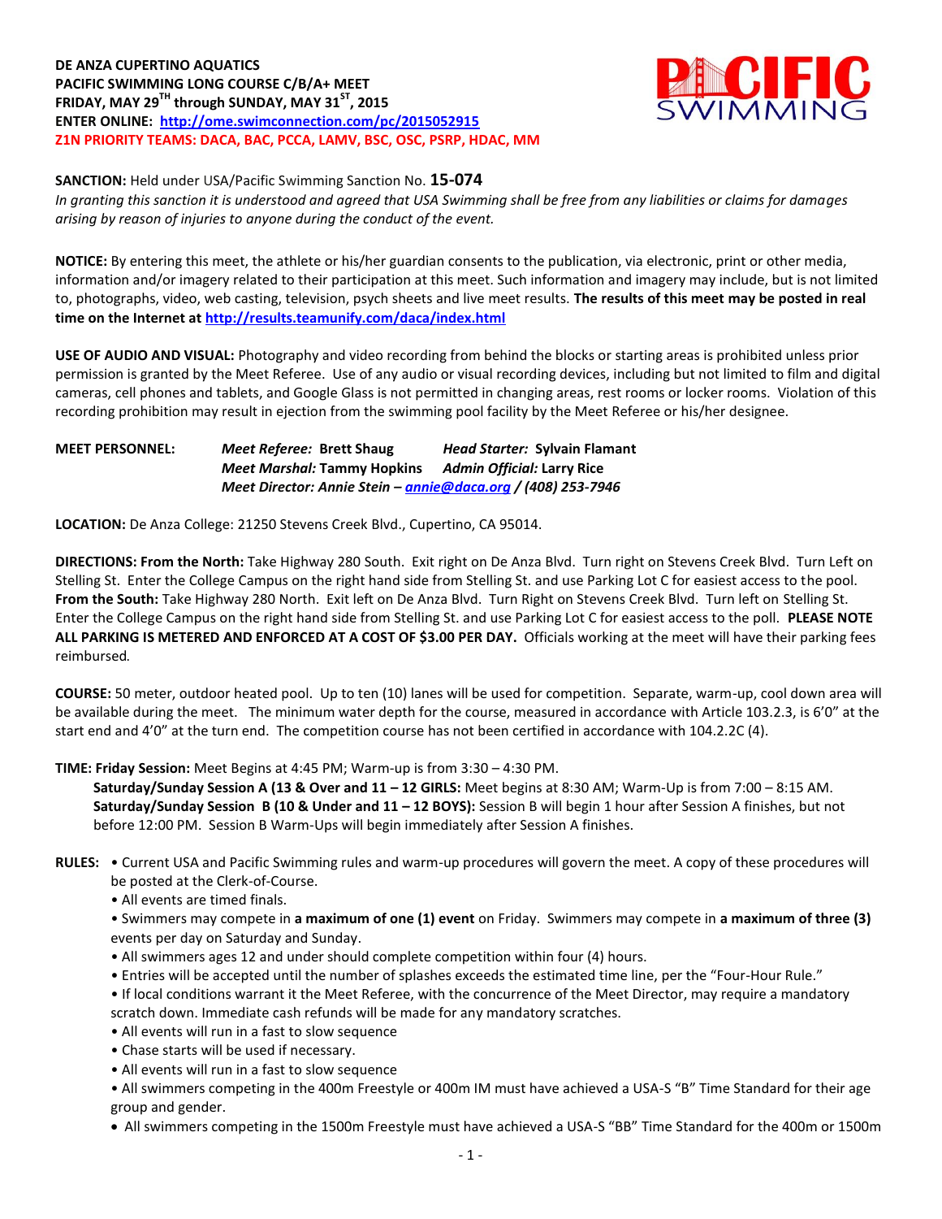**DE ANZA CUPERTINO AQUATICS**
**PACIFIC SWIMMING LONG COURSE C/B/A+ MEET**
**FRIDAY, MAY 29TH through SUNDAY, MAY 31ST, 2015**
**ENTER ONLINE: http://ome.swimconnection.com/pc/2015052915**
**Z1N PRIORITY TEAMS: DACA, BAC, PCCA, LAMV, BSC, OSC, PSRP, HDAC, MM**

**SANCTION:** Held under USA/Pacific Swimming Sanction No. **15-074**
*In granting this sanction it is understood and agreed that USA Swimming shall be free from any liabilities or claims for damages arising by reason of injuries to anyone during the conduct of the event.*

**NOTICE:** By entering this meet, the athlete or his/her guardian consents to the publication, via electronic, print or other media, information and/or imagery related to their participation at this meet. Such information and imagery may include, but is not limited to, photographs, video, web casting, television, psych sheets and live meet results. **The results of this meet may be posted in real time on the Internet at http://results.teamunify.com/daca/index.html**

**USE OF AUDIO AND VISUAL:** Photography and video recording from behind the blocks or starting areas is prohibited unless prior permission is granted by the Meet Referee. Use of any audio or visual recording devices, including but not limited to film and digital cameras, cell phones and tablets, and Google Glass is not permitted in changing areas, rest rooms or locker rooms. Violation of this recording prohibition may result in ejection from the swimming pool facility by the Meet Referee or his/her designee.

**MEET PERSONNEL:** *Meet Referee:* **Brett Shaug** *Head Starter:* **Sylvain Flamant**
*Meet Marshal:* **Tammy Hopkins** *Admin Official:* **Larry Rice**
***Meet Director: Annie Stein – annie@daca.org / (408) 253-7946***

**LOCATION:** De Anza College: 21250 Stevens Creek Blvd., Cupertino, CA 95014.

**DIRECTIONS: From the North:** Take Highway 280 South. Exit right on De Anza Blvd. Turn right on Stevens Creek Blvd. Turn Left on Stelling St. Enter the College Campus on the right hand side from Stelling St. and use Parking Lot C for easiest access to the pool. **From the South:** Take Highway 280 North. Exit left on De Anza Blvd. Turn Right on Stevens Creek Blvd. Turn left on Stelling St. Enter the College Campus on the right hand side from Stelling St. and use Parking Lot C for easiest access to the poll. **PLEASE NOTE ALL PARKING IS METERED AND ENFORCED AT A COST OF $3.00 PER DAY.** Officials working at the meet will have their parking fees reimbursed*.*

**COURSE:** 50 meter, outdoor heated pool. Up to ten (10) lanes will be used for competition. Separate, warm-up, cool down area will be available during the meet. The minimum water depth for the course, measured in accordance with Article 103.2.3, is 6'0" at the start end and 4'0" at the turn end. The competition course has not been certified in accordance with 104.2.2C (4).

**TIME: Friday Session:** Meet Begins at 4:45 PM; Warm-up is from 3:30 – 4:30 PM.
**Saturday/Sunday Session A (13 & Over and 11 – 12 GIRLS:** Meet begins at 8:30 AM; Warm-Up is from 7:00 – 8:15 AM.
**Saturday/Sunday Session B (10 & Under and 11 – 12 BOYS):** Session B will begin 1 hour after Session A finishes, but not before 12:00 PM. Session B Warm-Ups will begin immediately after Session A finishes.

**RULES:**
- Current USA and Pacific Swimming rules and warm-up procedures will govern the meet. A copy of these procedures will be posted at the Clerk-of-Course.
- All events are timed finals.
- Swimmers may compete in **a maximum of one (1) event** on Friday. Swimmers may compete in **a maximum of three (3)** events per day on Saturday and Sunday.
- All swimmers ages 12 and under should complete competition within four (4) hours.
- Entries will be accepted until the number of splashes exceeds the estimated time line, per the "Four-Hour Rule."
- If local conditions warrant it the Meet Referee, with the concurrence of the Meet Director, may require a mandatory scratch down. Immediate cash refunds will be made for any mandatory scratches.
- All events will run in a fast to slow sequence
- Chase starts will be used if necessary.
- All events will run in a fast to slow sequence
- All swimmers competing in the 400m Freestyle or 400m IM must have achieved a USA-S "B" Time Standard for their age group and gender.
- All swimmers competing in the 1500m Freestyle must have achieved a USA-S "BB" Time Standard for the 400m or 1500m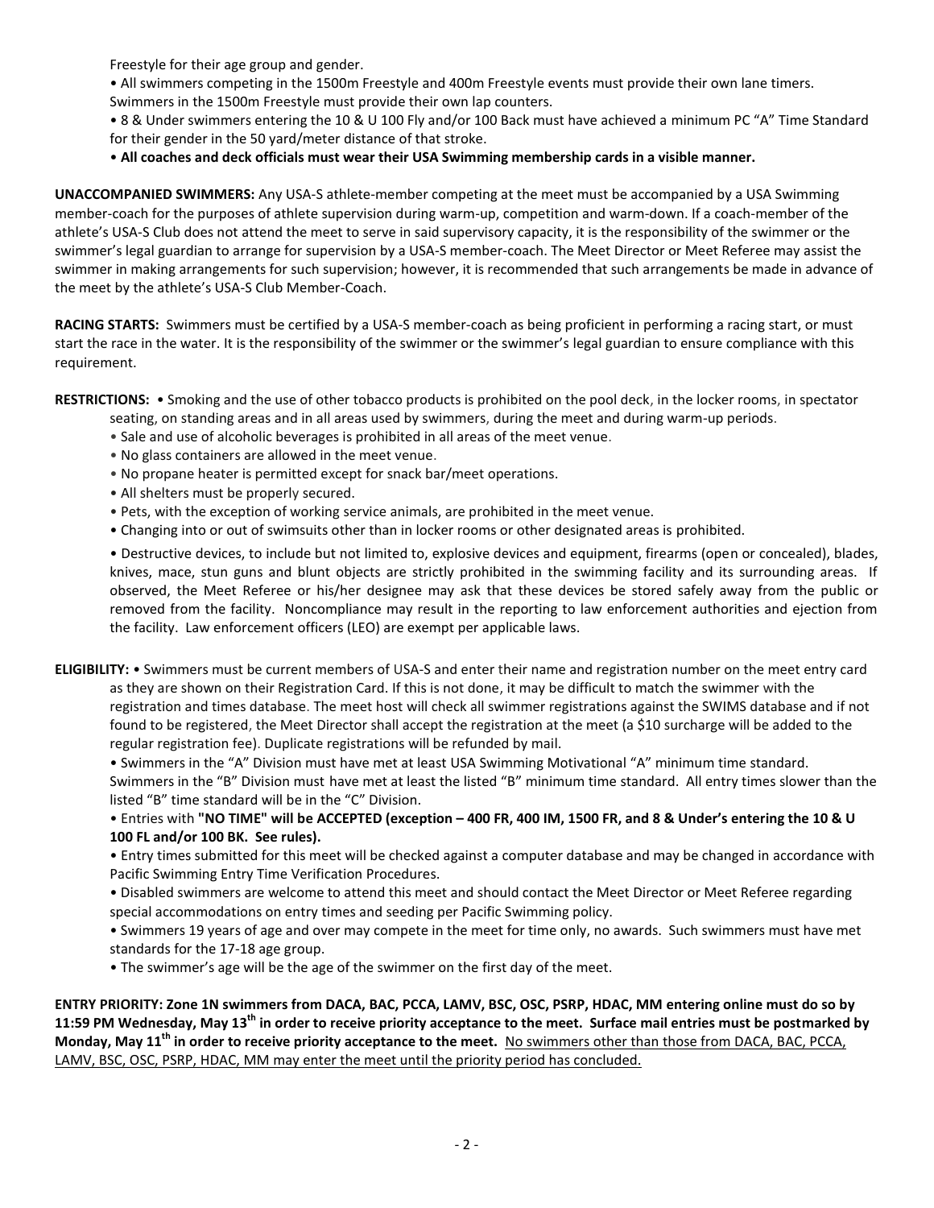Freestyle for their age group and gender.

- All swimmers competing in the 1500m Freestyle and 400m Freestyle events must provide their own lane timers. Swimmers in the 1500m Freestyle must provide their own lap counters.
- 8 & Under swimmers entering the 10 & U 100 Fly and/or 100 Back must have achieved a minimum PC "A" Time Standard for their gender in the 50 yard/meter distance of that stroke.
- **All coaches and deck officials must wear their USA Swimming membership cards in a visible manner.**

**UNACCOMPANIED SWIMMERS:** Any USA-S athlete-member competing at the meet must be accompanied by a USA Swimming member-coach for the purposes of athlete supervision during warm-up, competition and warm-down. If a coach-member of the athlete's USA-S Club does not attend the meet to serve in said supervisory capacity, it is the responsibility of the swimmer or the swimmer's legal guardian to arrange for supervision by a USA-S member-coach. The Meet Director or Meet Referee may assist the swimmer in making arrangements for such supervision; however, it is recommended that such arrangements be made in advance of the meet by the athlete's USA-S Club Member-Coach.

**RACING STARTS:** Swimmers must be certified by a USA-S member-coach as being proficient in performing a racing start, or must start the race in the water. It is the responsibility of the swimmer or the swimmer's legal guardian to ensure compliance with this requirement.

**RESTRICTIONS:**
- Smoking and the use of other tobacco products is prohibited on the pool deck, in the locker rooms, in spectator seating, on standing areas and in all areas used by swimmers, during the meet and during warm-up periods.
- Sale and use of alcoholic beverages is prohibited in all areas of the meet venue.
- No glass containers are allowed in the meet venue.
- No propane heater is permitted except for snack bar/meet operations.
- All shelters must be properly secured.
- Pets, with the exception of working service animals, are prohibited in the meet venue.
- Changing into or out of swimsuits other than in locker rooms or other designated areas is prohibited.
- Destructive devices, to include but not limited to, explosive devices and equipment, firearms (open or concealed), blades, knives, mace, stun guns and blunt objects are strictly prohibited in the swimming facility and its surrounding areas. If observed, the Meet Referee or his/her designee may ask that these devices be stored safely away from the public or removed from the facility. Noncompliance may result in the reporting to law enforcement authorities and ejection from the facility. Law enforcement officers (LEO) are exempt per applicable laws.

**ELIGIBILITY:**
- Swimmers must be current members of USA-S and enter their name and registration number on the meet entry card as they are shown on their Registration Card. If this is not done, it may be difficult to match the swimmer with the registration and times database. The meet host will check all swimmer registrations against the SWIMS database and if not found to be registered, the Meet Director shall accept the registration at the meet (a $10 surcharge will be added to the regular registration fee). Duplicate registrations will be refunded by mail.
- Swimmers in the "A" Division must have met at least USA Swimming Motivational "A" minimum time standard. Swimmers in the "B" Division must have met at least the listed "B" minimum time standard. All entry times slower than the listed "B" time standard will be in the "C" Division.
- Entries with **"NO TIME" will be ACCEPTED (exception – 400 FR, 400 IM, 1500 FR, and 8 & Under's entering the 10 & U 100 FL and/or 100 BK. See rules).**
- Entry times submitted for this meet will be checked against a computer database and may be changed in accordance with Pacific Swimming Entry Time Verification Procedures.
- Disabled swimmers are welcome to attend this meet and should contact the Meet Director or Meet Referee regarding special accommodations on entry times and seeding per Pacific Swimming policy.
- Swimmers 19 years of age and over may compete in the meet for time only, no awards. Such swimmers must have met standards for the 17-18 age group.
- The swimmer's age will be the age of the swimmer on the first day of the meet.

**ENTRY PRIORITY: Zone 1N swimmers from DACA, BAC, PCCA, LAMV, BSC, OSC, PSRP, HDAC, MM entering online must do so by 11:59 PM Wednesday, May 13th in order to receive priority acceptance to the meet. Surface mail entries must be postmarked by Monday, May 11th in order to receive priority acceptance to the meet.** No swimmers other than those from DACA, BAC, PCCA, LAMV, BSC, OSC, PSRP, HDAC, MM may enter the meet until the priority period has concluded.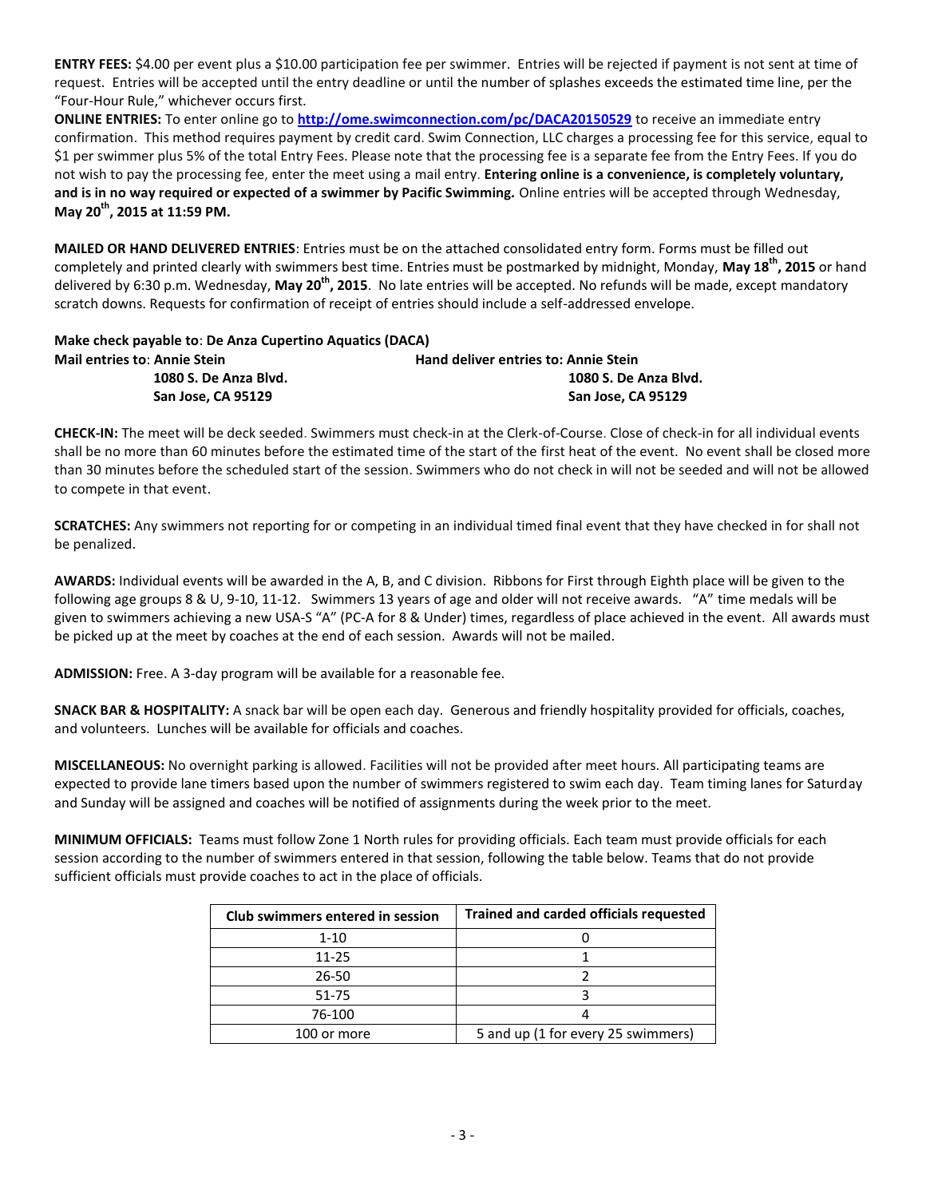**ENTRY FEES:** $4.00 per event plus a $10.00 participation fee per swimmer. Entries will be rejected if payment is not sent at time of request. Entries will be accepted until the entry deadline or until the number of splashes exceeds the estimated time line, per the "Four-Hour Rule," whichever occurs first.

**ONLINE ENTRIES:** To enter online go to **http://ome.swimconnection.com/pc/DACA20150529** to receive an immediate entry confirmation. This method requires payment by credit card. Swim Connection, LLC charges a processing fee for this service, equal to $1 per swimmer plus 5% of the total Entry Fees. Please note that the processing fee is a separate fee from the Entry Fees. If you do not wish to pay the processing fee, enter the meet using a mail entry. **Entering online is a convenience, is completely voluntary, and is in no way required or expected of a swimmer by Pacific Swimming.** Online entries will be accepted through Wednesday, **May 20th, 2015 at 11:59 PM.**

**MAILED OR HAND DELIVERED ENTRIES**: Entries must be on the attached consolidated entry form. Forms must be filled out completely and printed clearly with swimmers best time. Entries must be postmarked by midnight, Monday, **May 18th, 2015** or hand delivered by 6:30 p.m. Wednesday, **May 20th, 2015**. No late entries will be accepted. No refunds will be made, except mandatory scratch downs. Requests for confirmation of receipt of entries should include a self-addressed envelope.

**Make check payable to**: **De Anza Cupertino Aquatics (DACA)**

**Mail entries to**: **Annie Stein**
**1080 S. De Anza Blvd.**
**San Jose, CA 95129**

**Hand deliver entries to: Annie Stein**
**1080 S. De Anza Blvd.**
**San Jose, CA 95129**

**CHECK-IN:** The meet will be deck seeded. Swimmers must check-in at the Clerk-of-Course. Close of check-in for all individual events shall be no more than 60 minutes before the estimated time of the start of the first heat of the event. No event shall be closed more than 30 minutes before the scheduled start of the session. Swimmers who do not check in will not be seeded and will not be allowed to compete in that event.

**SCRATCHES:** Any swimmers not reporting for or competing in an individual timed final event that they have checked in for shall not be penalized.

**AWARDS:** Individual events will be awarded in the A, B, and C division. Ribbons for First through Eighth place will be given to the following age groups 8 & U, 9-10, 11-12. Swimmers 13 years of age and older will not receive awards. "A" time medals will be given to swimmers achieving a new USA-S "A" (PC-A for 8 & Under) times, regardless of place achieved in the event. All awards must be picked up at the meet by coaches at the end of each session. Awards will not be mailed.

**ADMISSION:** Free. A 3-day program will be available for a reasonable fee.

**SNACK BAR & HOSPITALITY:** A snack bar will be open each day. Generous and friendly hospitality provided for officials, coaches, and volunteers. Lunches will be available for officials and coaches.

**MISCELLANEOUS:** No overnight parking is allowed. Facilities will not be provided after meet hours. All participating teams are expected to provide lane timers based upon the number of swimmers registered to swim each day. Team timing lanes for Saturday and Sunday will be assigned and coaches will be notified of assignments during the week prior to the meet.

**MINIMUM OFFICIALS:** Teams must follow Zone 1 North rules for providing officials. Each team must provide officials for each session according to the number of swimmers entered in that session, following the table below. Teams that do not provide sufficient officials must provide coaches to act in the place of officials.

| Club swimmers entered in session | Trained and carded officials requested |
|---|---|
| 1-10 | 0 |
| 11-25 | 1 |
| 26-50 | 2 |
| 51-75 | 3 |
| 76-100 | 4 |
| 100 or more | 5 and up (1 for every 25 swimmers) |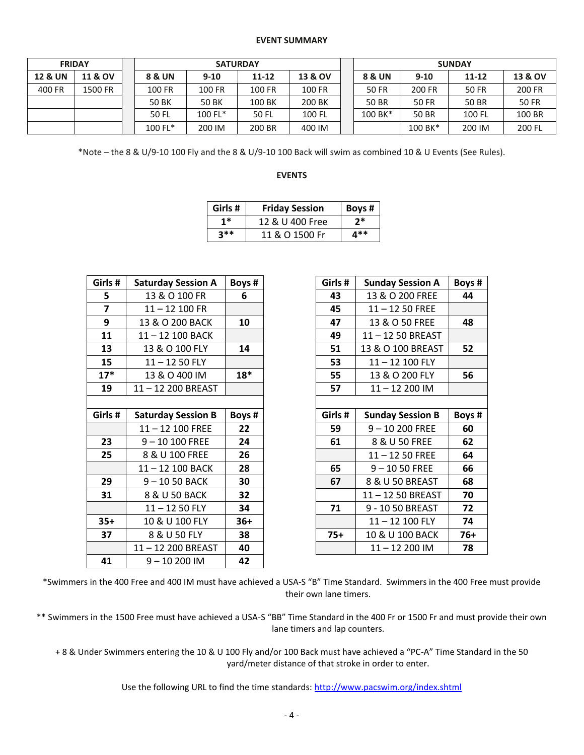**EVENT SUMMARY**

| FRIDAY | | | SATURDAY | | | | | SUNDAY | | | |
|---|---|---|---|---|---|---|---|---|---|---|---|
| 12 & UN | 11 & OV | | 8 & UN | 9-10 | 11-12 | 13 & OV | | 8 & UN | 9-10 | 11-12 | 13 & OV |
| 400 FR | 1500 FR | | 100 FR | 100 FR | 100 FR | 100 FR | | 50 FR | 200 FR | 50 FR | 200 FR |
| | | | 50 BK | 50 BK | 100 BK | 200 BK | | 50 BR | 50 FR | 50 BR | 50 FR |
| | | | 50 FL | 100 FL* | 50 FL | 100 FL | | 100 BK* | 50 BR | 100 FL | 100 BR |
| | | | 100 FL* | 200 IM | 200 BR | 400 IM | | | 100 BK* | 200 IM | 200 FL |

*Note – the 8 & U/9-10 100 Fly and the 8 & U/9-10 100 Back will swim as combined 10 & U Events (See Rules).

**EVENTS**

| Girls # | Friday Session | Boys # |
|---|---|---|
| 1* | 12 & U 400 Free | 2* |
| 3** | 11 & O 1500 Fr | 4** |

| Girls # | Saturday Session A | Boys # |
|---|---|---|
| 5 | 13 & O 100 FR | 6 |
| 7 | 11 – 12 100 FR | |
| 9 | 13 & O 200 BACK | 10 |
| 11 | 11 – 12 100 BACK | |
| 13 | 13 & O 100 FLY | 14 |
| 15 | 11 – 12 50 FLY | |
| 17* | 13 & O 400 IM | 18* |
| 19 | 11 – 12 200 BREAST | |

| Girls # | Saturday Session B | Boys # |
|---|---|---|
| | 11 – 12 100 FREE | 22 |
| 23 | 9 – 10 100 FREE | 24 |
| 25 | 8 & U 100 FREE | 26 |
| | 11 – 12 100 BACK | 28 |
| 29 | 9 – 10 50 BACK | 30 |
| 31 | 8 & U 50 BACK | 32 |
| | 11 – 12 50 FLY | 34 |
| 35+ | 10 & U 100 FLY | 36+ |
| 37 | 8 & U 50 FLY | 38 |
| | 11 – 12 200 BREAST | 40 |
| 41 | 9 – 10 200 IM | 42 |

| Girls # | Sunday Session A | Boys # |
|---|---|---|
| 43 | 13 & O 200 FREE | 44 |
| 45 | 11 – 12 50 FREE | |
| 47 | 13 & O 50 FREE | 48 |
| 49 | 11 – 12 50 BREAST | |
| 51 | 13 & O 100 BREAST | 52 |
| 53 | 11 – 12 100 FLY | |
| 55 | 13 & O 200 FLY | 56 |
| 57 | 11 – 12 200 IM | |

| Girls # | Sunday Session B | Boys # |
|---|---|---|
| 59 | 9 – 10 200 FREE | 60 |
| 61 | 8 & U 50 FREE | 62 |
| | 11 – 12 50 FREE | 64 |
| 65 | 9 – 10 50 FREE | 66 |
| 67 | 8 & U 50 BREAST | 68 |
| | 11 – 12 50 BREAST | 70 |
| 71 | 9 - 10 50 BREAST | 72 |
| | 11 – 12 100 FLY | 74 |
| 75+ | 10 & U 100 BACK | 76+ |
| | 11 – 12 200 IM | 78 |

*Swimmers in the 400 Free and 400 IM must have achieved a USA-S "B" Time Standard. Swimmers in the 400 Free must provide their own lane timers.

** Swimmers in the 1500 Free must have achieved a USA-S "BB" Time Standard in the 400 Fr or 1500 Fr and must provide their own lane timers and lap counters.

+ 8 & Under Swimmers entering the 10 & U 100 Fly and/or 100 Back must have achieved a "PC-A" Time Standard in the 50 yard/meter distance of that stroke in order to enter.

Use the following URL to find the time standards: http://www.pacswim.org/index.shtml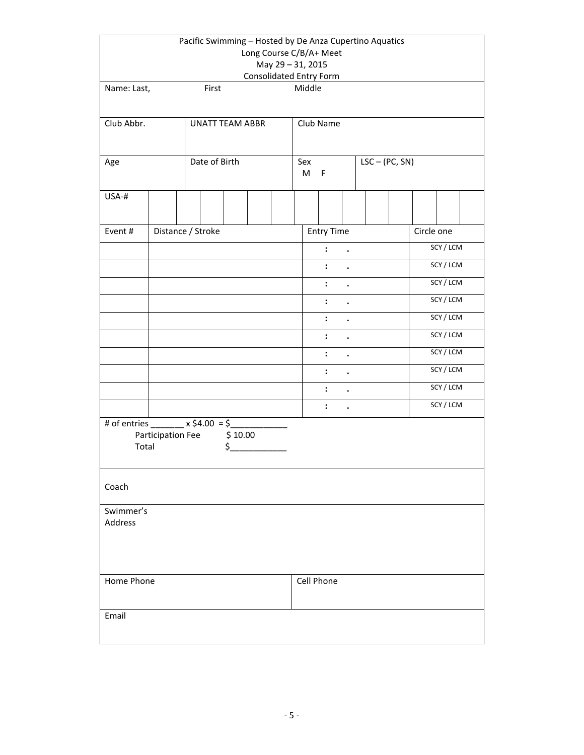Pacific Swimming – Hosted by De Anza Cupertino Aquatics
Long Course C/B/A+ Meet
May 29 – 31, 2015
Consolidated Entry Form

| | | | |
|---|---|---|---|
| Name: Last, | First | Middle | |
| Club Abbr. | UNATT TEAM ABBR | Club Name | |
| Age | Date of Birth | Sex M F | LSC – (PC, SN) |
| USA-# | | | |

| Event # | Distance / Stroke | Entry Time | Circle one |
|---|---|---|---|
| | | : . | SCY / LCM |
| | | : . | SCY / LCM |
| | | : . | SCY / LCM |
| | | : . | SCY / LCM |
| | | : . | SCY / LCM |
| | | : . | SCY / LCM |
| | | : . | SCY / LCM |
| | | : . | SCY / LCM |
| | | : . | SCY / LCM |
| | | : . | SCY / LCM |

# of entries _______ x $4.00 = $____________
Participation Fee $ 10.00
Total $____________

| | |
|---|---|
| Coach | |
| Swimmer's Address | |
| Home Phone | Cell Phone |
| Email | |